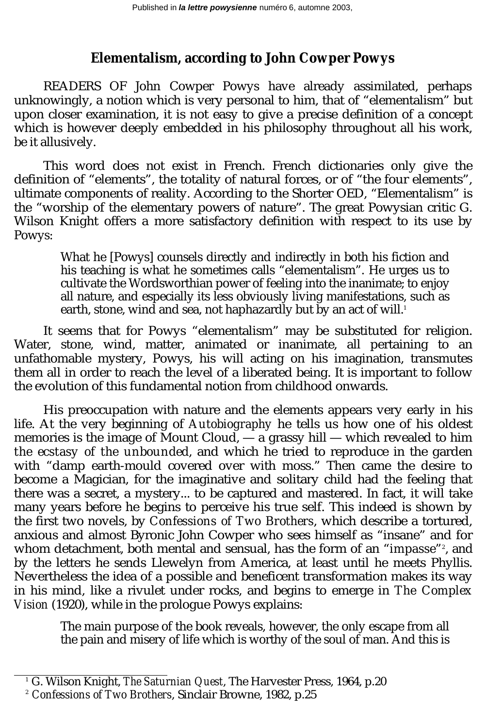Published in ***la lettre powysienne*** numéro 6, automne 2003,

# Elementalism, according to John Cowper Powys

READERS OF John Cowper Powys have already assimilated, perhaps unknowingly, a notion which is very personal to him, that of "elementalism" but upon closer examination, it is not easy to give a precise definition of a concept which is however deeply embedded in his philosophy throughout all his work, be it allusively.

This word does not exist in French. French dictionaries only give the definition of "elements", the totality of natural forces, or of "the four elements", ultimate components of reality. According to the Shorter OED, "Elementalism" is the "worship of the elementary powers of nature". The great Powysian critic G. Wilson Knight offers a more satisfactory definition with respect to its use by Powys:

> What he [Powys] counsels directly and indirectly in both his fiction and his teaching is what he sometimes calls "elementalism". He urges us to cultivate the Wordsworthian power of feeling into the inanimate; to enjoy all nature, and especially its less obviously living manifestations, such as earth, stone, wind and sea, not haphazardly but by an act of will.[1]

It seems that for Powys "elementalism" may be substituted for religion. Water, stone, wind, matter, animated or inanimate, all pertaining to an unfathomable mystery, Powys, his will acting on his imagination, transmutes them all in order to reach the level of a liberated being. It is important to follow the evolution of this fundamental notion from childhood onwards.

His preoccupation with nature and the elements appears very early in his life. At the very beginning of *Autobiography* he tells us how one of his oldest memories is the image of Mount Cloud, — a grassy hill — which revealed to him *the ecstasy of the unbounded*, and which he tried to reproduce in the garden with "damp earth-mould covered over with moss." Then came the desire to become a Magician, for the imaginative and solitary child had the feeling that there was a secret, a mystery... to be captured and mastered. In fact, it will take many years before he begins to perceive his true self. This indeed is shown by the first two novels, by *Confessions of Two Brothers*, which describe a tortured, anxious and almost Byronic John Cowper who sees himself as "insane" and for whom detachment, both mental and sensual, has the form of an "*impasse*"[2], and by the letters he sends Llewelyn from America, at least until he meets Phyllis. Nevertheless the idea of a possible and beneficent transformation makes its way in his mind, like a rivulet under rocks, and begins to emerge in *The Complex Vision* (1920), while in the prologue Powys explains:

> The main purpose of the book reveals, however, the only escape from all the pain and misery of life which is worthy of the soul of man. And this is

---

[1] G. Wilson Knight, *The Saturnian Quest*, The Harvester Press, 1964, p.20

[2] *Confessions of Two Brothers*, Sinclair Browne, 1982, p.25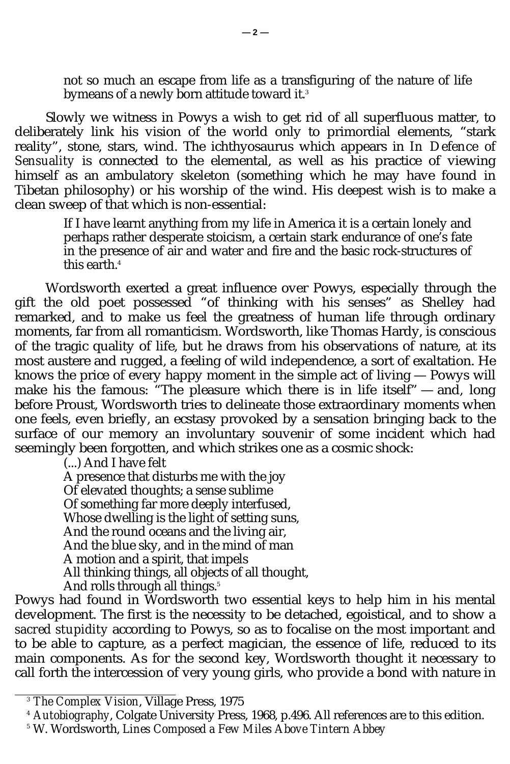> not so much an escape from life as a transfiguring of the nature of life bymeans of a newly born attitude toward it.[3]

Slowly we witness in Powys a wish to get rid of all superfluous matter, to deliberately link his vision of the world only to primordial elements, "stark reality", stone, stars, wind. The ichthyosaurus which appears in *In Defence of Sensuality* is connected to the elemental, as well as his practice of viewing himself as an ambulatory skeleton (something which he may have found in Tibetan philosophy) or his worship of the wind. His deepest wish is to make a clean sweep of that which is non-essential:

> If I have learnt anything from my life in America it is a certain lonely and perhaps rather desperate stoicism, a certain stark endurance of one's fate in the presence of air and water and fire and the basic rock-structures of this earth.[4]

Wordsworth exerted a great influence over Powys, especially through the gift the old poet possessed "of thinking with his senses" as Shelley had remarked, and to make us feel the greatness of human life through ordinary moments, far from all romanticism. Wordsworth, like Thomas Hardy, is conscious of the tragic quality of life, but he draws from his observations of nature, at its most austere and rugged, a feeling of wild independence, a sort of exaltation. He knows the price of every happy moment in the simple act of living — Powys will make his the famous: "The pleasure which there is in life itself" — and, long before Proust, Wordsworth tries to delineate those extraordinary moments when one feels, even briefly, an ecstasy provoked by a sensation bringing back to the surface of our memory an involuntary souvenir of some incident which had seemingly been forgotten, and which strikes one as a cosmic shock:

> (...) And I have felt
> A presence that disturbs me with the joy
> Of elevated thoughts; a sense sublime
> Of something far more deeply interfused,
> Whose dwelling is the light of setting suns,
> And the round oceans and the living air,
> And the blue sky, and in the mind of man
> A motion and a spirit, that impels
> All thinking things, all objects of all thought,
> And rolls through all things.[5]

Powys had found in Wordsworth two essential keys to help him in his mental development. The first is the necessity to be detached, egoistical, and to show a *sacred stupidity* according to Powys, so as to focalise on the most important and to be able to capture, as a perfect magician, the essence of life, reduced to its main components. As for the second key, Wordsworth thought it necessary to call forth the intercession of very young girls, who provide a bond with nature in

---

[3] *The Complex Vision*, Village Press, 1975

[4] *Autobiography*, Colgate University Press, 1968, p.496. All references are to this edition.

[5] W. Wordsworth, *Lines Composed a Few Miles Above Tintern Abbey*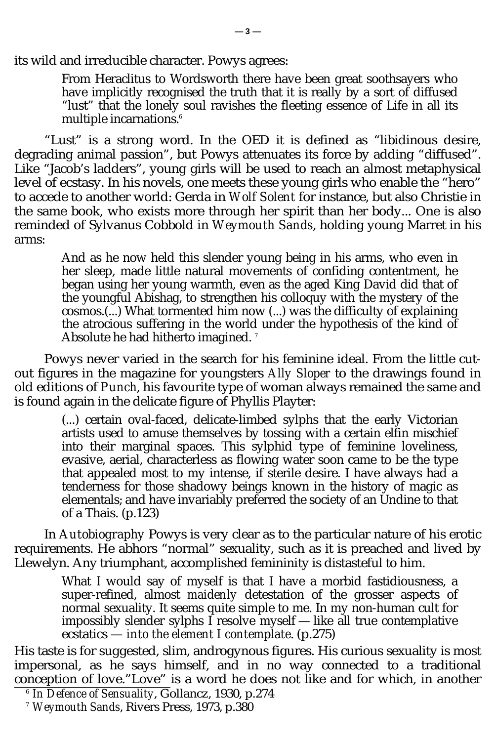its wild and irreducible character. Powys agrees:

> From Heraclitus to Wordsworth there have been great soothsayers who have implicitly recognised the truth that it is really by a sort of diffused "lust" that the lonely soul ravishes the fleeting essence of Life in all its multiple incarnations.[6]

"Lust" is a strong word. In the OED it is defined as "libidinous desire, degrading animal passion", but Powys attenuates its force by adding "diffused". Like "Jacob's ladders", young girls will be used to reach an almost metaphysical level of ecstasy. In his novels, one meets these young girls who enable the "hero" to accede to another world: Gerda in *Wolf Solent* for instance, but also Christie in the same book, who exists more through her spirit than her body... One is also reminded of Sylvanus Cobbold in *Weymouth Sands*, holding young Marret in his arms:

> And as he now held this slender young being in his arms, who even in her sleep, made little natural movements of confiding contentment, he began using her young warmth, even as the aged King David did that of the youngful Abishag, to strengthen his colloquy with the mystery of the cosmos.(...) What tormented him now (...) was the difficulty of explaining the atrocious suffering in the world under the hypothesis of the kind of Absolute he had hitherto imagined. [7]

Powys never varied in the search for his feminine ideal. From the little cut-out figures in the magazine for youngsters *Ally Sloper* to the drawings found in old editions of *Punch*, his favourite type of woman always remained the same and is found again in the delicate figure of Phyllis Playter:

> (...) certain oval-faced, delicate-limbed sylphs that the early Victorian artists used to amuse themselves by tossing with a certain elfin mischief into their marginal spaces. This sylphid type of feminine loveliness, evasive, aerial, characterless as flowing water soon came to be the type that appealed most to my intense, if sterile desire. I have always had a tenderness for those shadowy beings known in the history of magic as elementals; and have invariably preferred the society of an Undine to that of a Thais. (p.123)

In *Autobiography* Powys is very clear as to the particular nature of his erotic requirements. He abhors "normal" sexuality, such as it is preached and lived by Llewelyn. Any triumphant, accomplished femininity is distasteful to him.

> What I would say of myself is that I have a morbid fastidiousness, a super-refined, almost *maidenly* detestation of the grosser aspects of normal sexuality. It seems quite simple to me. In my non-human cult for impossibly slender sylphs I resolve myself — like all true contemplative ecstatics — *into the element I contemplate*. (p.275)

His taste is for suggested, slim, androgynous figures. His curious sexuality is most impersonal, as he says himself, and in no way connected to a traditional conception of love."Love" is a word he does not like and for which, in another

[6] *In Defence of Sensuality*, Gollancz, 1930, p.274

[7] *Weymouth Sands*, Rivers Press, 1973, p.380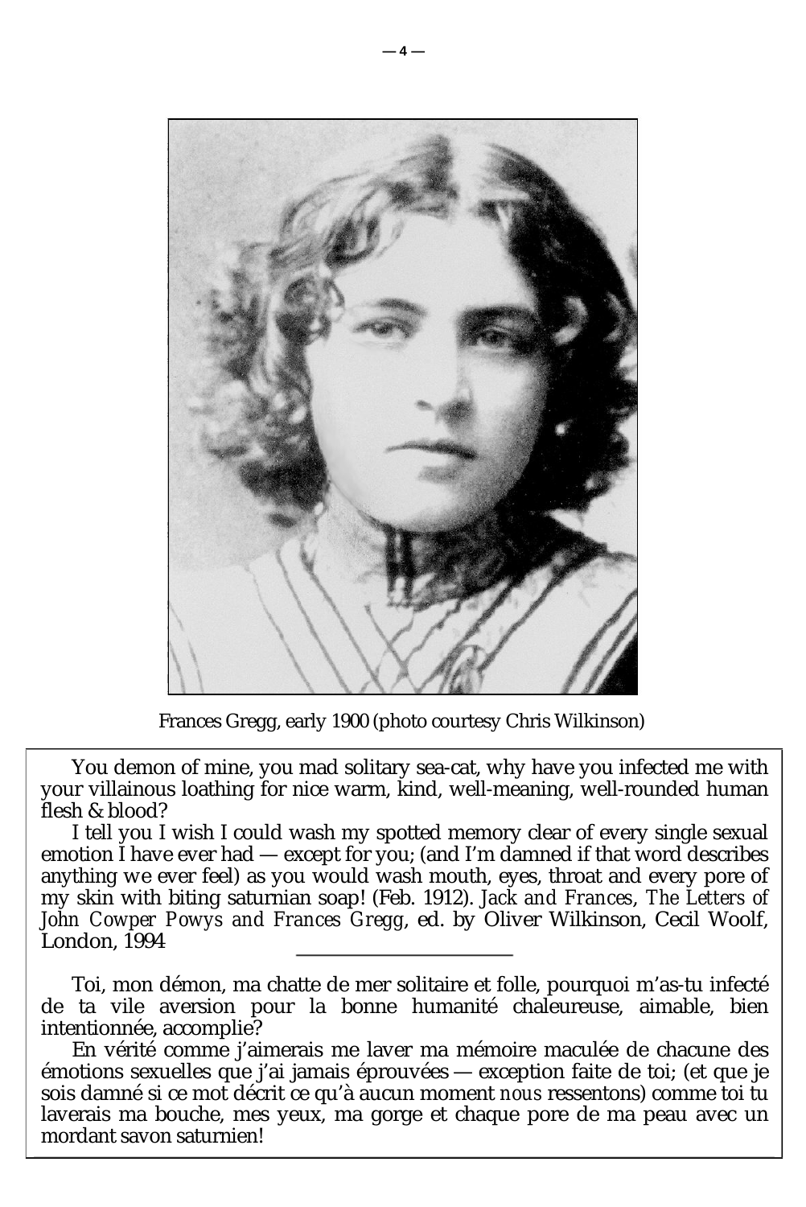Frances Gregg, early 1900 (photo courtesy Chris Wilkinson)

You demon of mine, you mad solitary sea-cat, why have you infected me with your villainous loathing for nice warm, kind, well-meaning, well-rounded human flesh & blood?

I tell you I wish I could wash my spotted memory clear of every single sexual emotion I have ever had — except for you; (and I'm damned if that word describes anything *we* ever feel) as you would wash mouth, eyes, throat and every pore of my skin with biting saturnian soap! (Feb. 1912). *Jack and Frances, The Letters of John Cowper Powys and Frances Gregg*, ed. by Oliver Wilkinson, Cecil Woolf, London, 1994

---

Toi, mon démon, ma chatte de mer solitaire et folle, pourquoi m'as-tu infecté de ta vile aversion pour la bonne humanité chaleureuse, aimable, bien intentionnée, accomplie?

En vérité comme j'aimerais me laver ma mémoire maculée de chacune des émotions sexuelles que j'ai jamais éprouvées — exception faite de toi; (et que je sois damné si ce mot décrit ce qu'à aucun moment *nous* ressentons) comme toi tu laverais ma bouche, mes yeux, ma gorge et chaque pore de ma peau avec un mordant savon saturnien!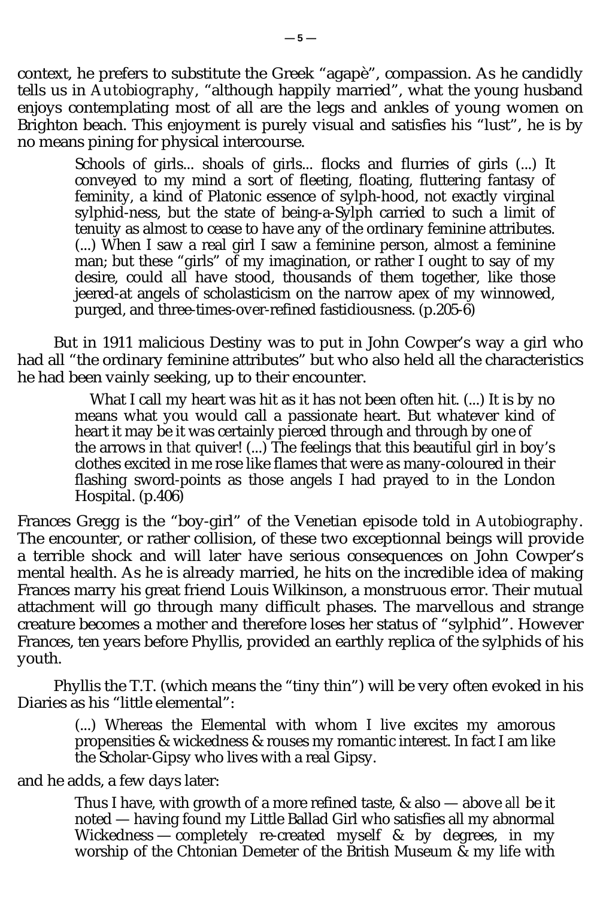context, he prefers to substitute the Greek "agapè", compassion. As he candidly tells us in *Autobiography*, "although happily married", what the young husband enjoys contemplating most of all are the legs and ankles of young women on Brighton beach. This enjoyment is purely visual and satisfies his "lust", he is by no means pining for physical intercourse.

> Schools of girls... shoals of girls... flocks and flurries of girls (...) It conveyed to my mind a sort of fleeting, floating, fluttering fantasy of feminity, a kind of Platonic essence of sylph-hood, not exactly virginal sylphid-ness, but the state of being-a-Sylph carried to such a limit of tenuity as almost to cease to have any of the ordinary feminine attributes. (...) When I saw a real girl I saw a feminine person, almost a feminine man; but these "girls" of my imagination, or rather I ought to say of my desire, could all have stood, thousands of them together, like those jeered-at angels of scholasticism on the narrow apex of my winnowed, purged, and three-times-over-refined fastidiousness. (p.205-6)

But in 1911 malicious Destiny was to put in John Cowper's way a girl who had all "the ordinary feminine attributes" but who also held all the characteristics he had been vainly seeking, up to their encounter.

> What I call my heart was hit as it has not been often hit. (...) It is by no means what you would call a passionate heart. But whatever kind of heart it may be it was certainly pierced through and through by one of the arrows in *that* quiver! (...) The feelings that this beautiful girl in boy's clothes excited in me rose like flames that were as many-coloured in their flashing sword-points as those angels I had prayed to in the London Hospital. (p.406)

Frances Gregg is the "boy-girl" of the Venetian episode told in *Autobiography*. The encounter, or rather collision, of these two exceptionnal beings will provide a terrible shock and will later have serious consequences on John Cowper's mental health. As he is already married, he hits on the incredible idea of making Frances marry his great friend Louis Wilkinson, a monstruous error. Their mutual attachment will go through many difficult phases. The marvellous and strange creature becomes a mother and therefore loses her status of "sylphid". However Frances, ten years before Phyllis, provided an earthly replica of the sylphids of his youth.

Phyllis the T.T. (which means the "tiny thin") will be very often evoked in his Diaries as his "little elemental":

> (...) Whereas the Elemental with whom I live excites my amorous propensities & wickedness & rouses my romantic interest. In fact I am like the Scholar-Gipsy who lives with a real Gipsy.

and he adds, a few days later:

> Thus I have, with growth of a more refined taste, & also — above *all* be it noted — having found my Little Ballad Girl who satisfies all my abnormal Wickedness — completely re-created myself & by degrees, in my worship of the Chtonian Demeter of the British Museum & my life with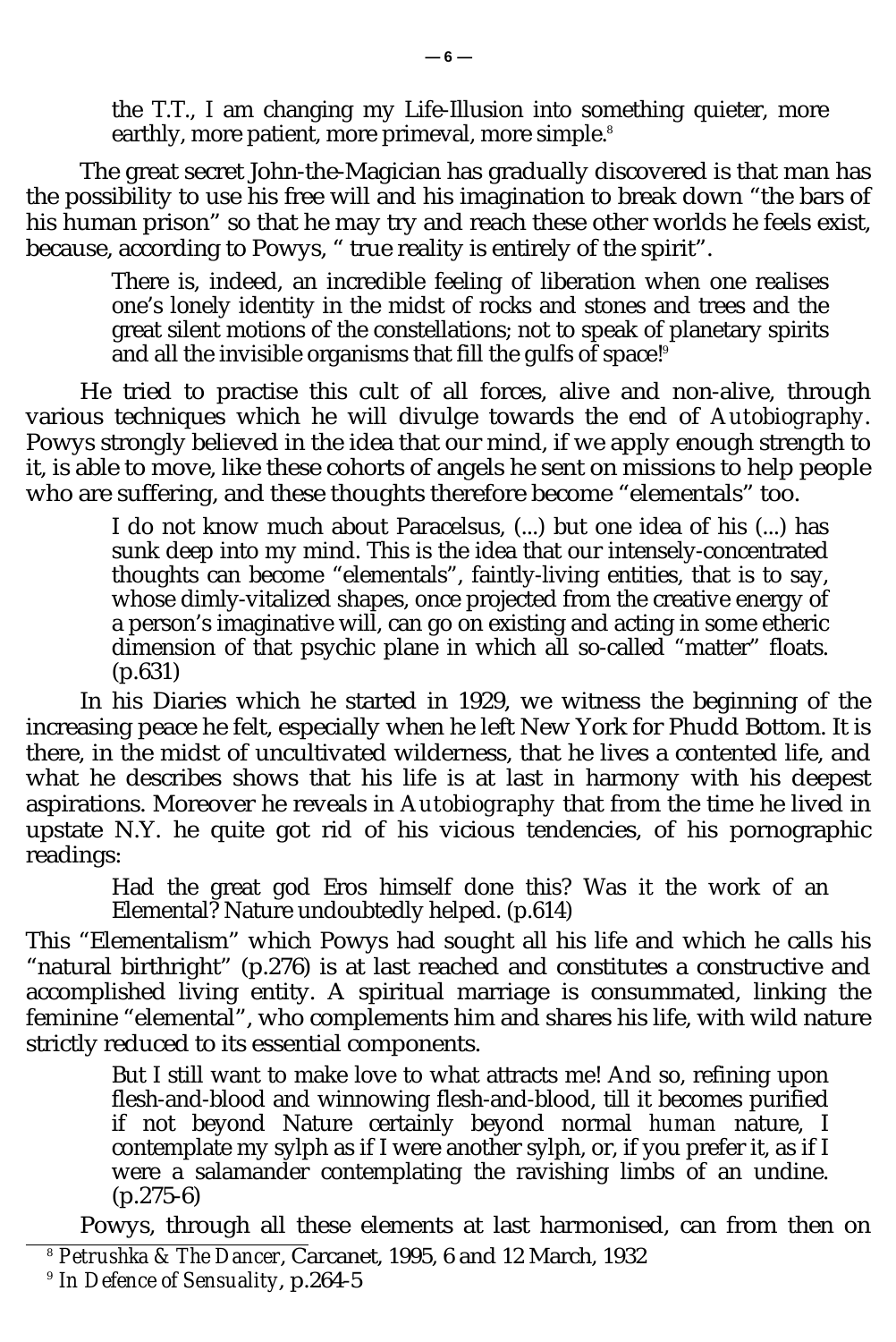> the T.T., I am changing my Life-Illusion into something quieter, more earthly, more patient, more primeval, more simple.[8]

The great secret John-the-Magician has gradually discovered is that man has the possibility to use his free will and his imagination to break down "the bars of his human prison" so that he may try and reach these other worlds he feels exist, because, according to Powys, " true reality is entirely of the spirit".

> There is, indeed, an incredible feeling of liberation when one realises one's lonely identity in the midst of rocks and stones and trees and the great silent motions of the constellations; not to speak of planetary spirits and all the invisible organisms that fill the gulfs of space![9]

He tried to practise this cult of all forces, alive and non-alive, through various techniques which he will divulge towards the end of *Autobiography*. Powys strongly believed in the idea that our mind, if we apply enough strength to it, is able to move, like these cohorts of angels he sent on missions to help people who are suffering, and these thoughts therefore become "elementals" too.

> I do not know much about Paracelsus, (...) but one idea of his (...) has sunk deep into my mind. This is the idea that our intensely-concentrated thoughts can become "elementals", faintly-living entities, that is to say, whose dimly-vitalized shapes, once projected from the creative energy of a person's imaginative will, can go on existing and acting in some etheric dimension of that psychic plane in which all so-called "matter" floats. (p.631)

In his Diaries which he started in 1929, we witness the beginning of the increasing peace he felt, especially when he left New York for Phudd Bottom. It is there, in the midst of uncultivated wilderness, that he lives a contented life, and what he describes shows that his life is at last in harmony with his deepest aspirations. Moreover he reveals in *Autobiography* that from the time he lived in upstate N.Y. he quite got rid of his vicious tendencies, of his pornographic readings:

> Had the great god Eros himself done this? Was it the work of an Elemental? Nature undoubtedly helped. (p.614)

This "Elementalism" which Powys had sought all his life and which he calls his "natural birthright" (p.276) is at last reached and constitutes a constructive and accomplished living entity. A spiritual marriage is consummated, linking the feminine "elemental", who complements him and shares his life, with wild nature strictly reduced to its essential components.

> But I still want to make love to what attracts me! And so, refining upon flesh-and-blood and winnowing flesh-and-blood, till it becomes purified if not beyond Nature certainly beyond normal *human* nature, I contemplate my sylph as if I were another sylph, or, if you prefer it, as if I were a salamander contemplating the ravishing limbs of an undine. (p.275-6)

Powys, through all these elements at last harmonised, can from then on

---

[8] *Petrushka & The Dancer*, Carcanet, 1995, 6 and 12 March, 1932

[9] *In Defence of Sensuality*, p.264-5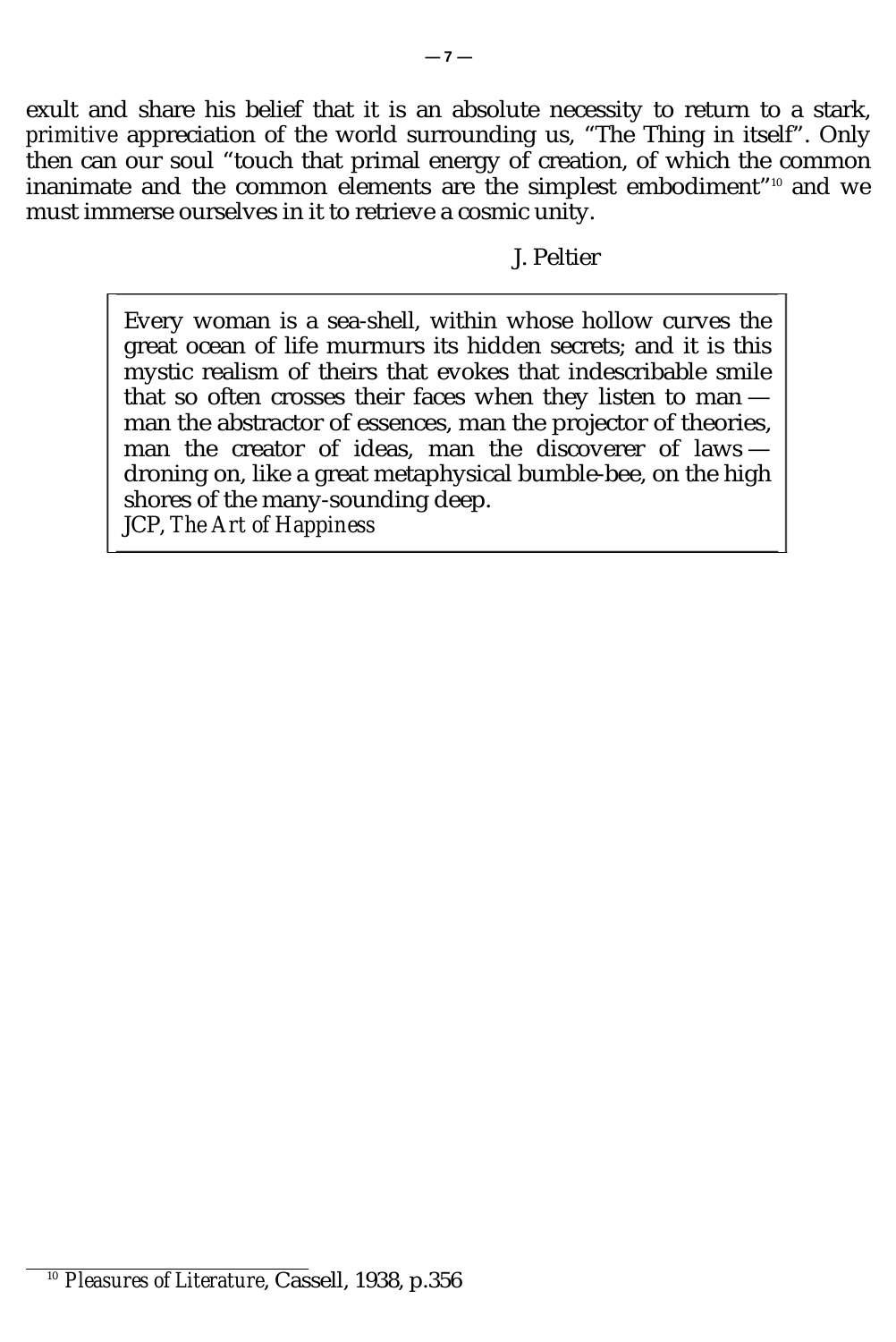exult and share his belief that it is an absolute necessity to return to a stark, *primitive* appreciation of the world surrounding us, "The Thing in itself". Only then can our soul "touch that primal energy of creation, of which the common inanimate and the common elements are the simplest embodiment"[10] and we must immerse ourselves in it to retrieve a cosmic unity.

J. Peltier

> Every woman is a sea-shell, within whose hollow curves the great ocean of life murmurs its hidden secrets; and it is this mystic realism of theirs that evokes that indescribable smile that so often crosses their faces when they listen to man — man the abstractor of essences, man the projector of theories, man the creator of ideas, man the discoverer of laws — droning on, like a great metaphysical bumble-bee, on the high shores of the many-sounding deep.
> JCP, *The Art of Happiness*

[10] *Pleasures of Literature*, Cassell, 1938, p.356